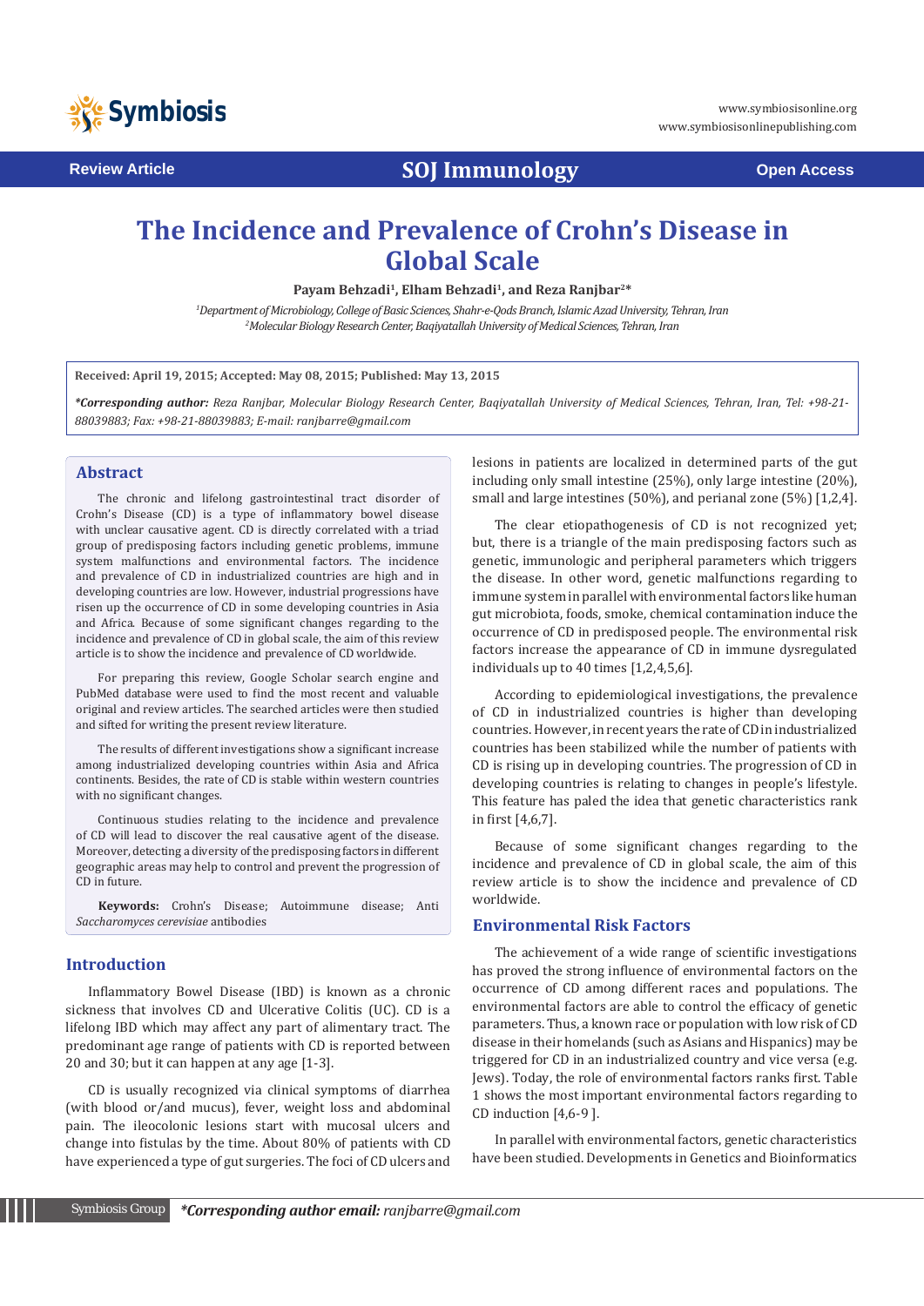Review Article

SOJ Immunology

Open Access

# The Incidence and Prevalence of Crohn's Disease in Global Scale

**Payam Behzadi[1], Elham Behzadi[1], and Reza Ranjbar[2]***

*[1]Department of Microbiology, College of Basic Sciences, Shahr-e-Qods Branch, Islamic Azad University, Tehran, Iran*
*[2]Molecular Biology Research Center, Baqiyatallah University of Medical Sciences, Tehran, Iran*

**Received: April 19, 2015; Accepted: May 08, 2015; Published: May 13, 2015**

***Corresponding author:** *Reza Ranjbar, Molecular Biology Research Center, Baqiyatallah University of Medical Sciences, Tehran, Iran, Tel: +98-21-88039883; Fax: +98-21-88039883; E-mail: ranjbarre@gmail.com*

## Abstract

The chronic and lifelong gastrointestinal tract disorder of Crohn's Disease (CD) is a type of inflammatory bowel disease with unclear causative agent. CD is directly correlated with a triad group of predisposing factors including genetic problems, immune system malfunctions and environmental factors. The incidence and prevalence of CD in industrialized countries are high and in developing countries are low. However, industrial progressions have risen up the occurrence of CD in some developing countries in Asia and Africa. Because of some significant changes regarding to the incidence and prevalence of CD in global scale, the aim of this review article is to show the incidence and prevalence of CD worldwide.

For preparing this review, Google Scholar search engine and PubMed database were used to find the most recent and valuable original and review articles. The searched articles were then studied and sifted for writing the present review literature.

The results of different investigations show a significant increase among industrialized developing countries within Asia and Africa continents. Besides, the rate of CD is stable within western countries with no significant changes.

Continuous studies relating to the incidence and prevalence of CD will lead to discover the real causative agent of the disease. Moreover, detecting a diversity of the predisposing factors in different geographic areas may help to control and prevent the progression of CD in future.

**Keywords:** Crohn's Disease; Autoimmune disease; Anti *Saccharomyces cerevisiae* antibodies

## Introduction

Inflammatory Bowel Disease (IBD) is known as a chronic sickness that involves CD and Ulcerative Colitis (UC). CD is a lifelong IBD which may affect any part of alimentary tract. The predominant age range of patients with CD is reported between 20 and 30; but it can happen at any age [1-3].

CD is usually recognized via clinical symptoms of diarrhea (with blood or/and mucus), fever, weight loss and abdominal pain. The ileocolonic lesions start with mucosal ulcers and change into fistulas by the time. About 80% of patients with CD have experienced a type of gut surgeries. The foci of CD ulcers and lesions in patients are localized in determined parts of the gut including only small intestine (25%), only large intestine (20%), small and large intestines (50%), and perianal zone (5%) [1,2,4].

The clear etiopathogenesis of CD is not recognized yet; but, there is a triangle of the main predisposing factors such as genetic, immunologic and peripheral parameters which triggers the disease. In other word, genetic malfunctions regarding to immune system in parallel with environmental factors like human gut microbiota, foods, smoke, chemical contamination induce the occurrence of CD in predisposed people. The environmental risk factors increase the appearance of CD in immune dysregulated individuals up to 40 times [1,2,4,5,6].

According to epidemiological investigations, the prevalence of CD in industrialized countries is higher than developing countries. However, in recent years the rate of CD in industrialized countries has been stabilized while the number of patients with CD is rising up in developing countries. The progression of CD in developing countries is relating to changes in people's lifestyle. This feature has paled the idea that genetic characteristics rank in first [4,6,7].

Because of some significant changes regarding to the incidence and prevalence of CD in global scale, the aim of this review article is to show the incidence and prevalence of CD worldwide.

## Environmental Risk Factors

The achievement of a wide range of scientific investigations has proved the strong influence of environmental factors on the occurrence of CD among different races and populations. The environmental factors are able to control the efficacy of genetic parameters. Thus, a known race or population with low risk of CD disease in their homelands (such as Asians and Hispanics) may be triggered for CD in an industrialized country and vice versa (e.g. Jews). Today, the role of environmental factors ranks first. Table 1 shows the most important environmental factors regarding to CD induction [4,6-9 ].

In parallel with environmental factors, genetic characteristics have been studied. Developments in Genetics and Bioinformatics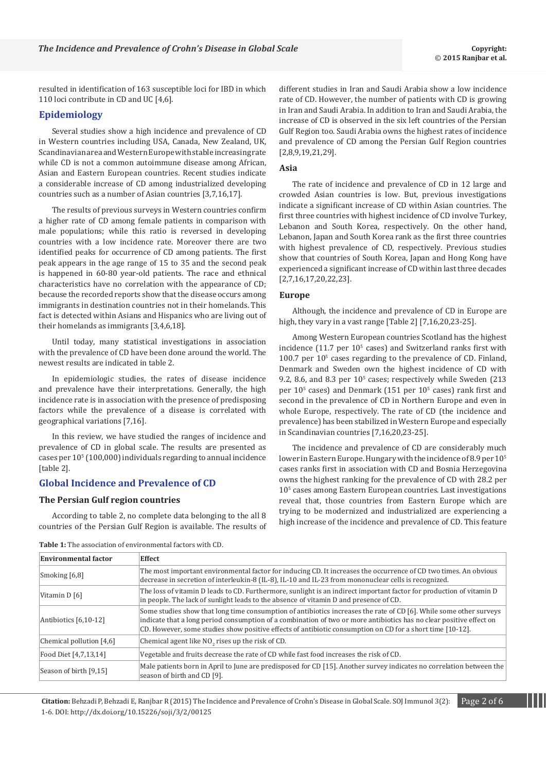resulted in identification of 163 susceptible loci for IBD in which 110 loci contribute in CD and UC [4,6].

## Epidemiology

Several studies show a high incidence and prevalence of CD in Western countries including USA, Canada, New Zealand, UK, Scandinavian area and Western Europe with stable increasing rate while CD is not a common autoimmune disease among African, Asian and Eastern European countries. Recent studies indicate a considerable increase of CD among industrialized developing countries such as a number of Asian countries [3,7,16,17].

The results of previous surveys in Western countries confirm a higher rate of CD among female patients in comparison with male populations; while this ratio is reversed in developing countries with a low incidence rate. Moreover there are two identified peaks for occurrence of CD among patients. The first peak appears in the age range of 15 to 35 and the second peak is happened in 60-80 year-old patients. The race and ethnical characteristics have no correlation with the appearance of CD; because the recorded reports show that the disease occurs among immigrants in destination countries not in their homelands. This fact is detected within Asians and Hispanics who are living out of their homelands as immigrants [3,4,6,18].

Until today, many statistical investigations in association with the prevalence of CD have been done around the world. The newest results are indicated in table 2.

In epidemiologic studies, the rates of disease incidence and prevalence have their interpretations. Generally, the high incidence rate is in association with the presence of predisposing factors while the prevalence of a disease is correlated with geographical variations [7,16].

In this review, we have studied the ranges of incidence and prevalence of CD in global scale. The results are presented as cases per $10^5$ (100,000) individuals regarding to annual incidence [table 2].

## Global Incidence and Prevalence of CD

### The Persian Gulf region countries

According to table 2, no complete data belonging to the all 8 countries of the Persian Gulf Region is available. The results of different studies in Iran and Saudi Arabia show a low incidence rate of CD. However, the number of patients with CD is growing in Iran and Saudi Arabia. In addition to Iran and Saudi Arabia, the increase of CD is observed in the six left countries of the Persian Gulf Region too. Saudi Arabia owns the highest rates of incidence and prevalence of CD among the Persian Gulf Region countries [2,8,9,19,21,29].

### Asia

The rate of incidence and prevalence of CD in 12 large and crowded Asian countries is low. But, previous investigations indicate a significant increase of CD within Asian countries. The first three countries with highest incidence of CD involve Turkey, Lebanon and South Korea, respectively. On the other hand, Lebanon, Japan and South Korea rank as the first three countries with highest prevalence of CD, respectively. Previous studies show that countries of South Korea, Japan and Hong Kong have experienced a significant increase of CD within last three decades [2,7,16,17,20,22,23].

### Europe

Although, the incidence and prevalence of CD in Europe are high, they vary in a vast range [Table 2] [7,16,20,23-25].

Among Western European countries Scotland has the highest incidence (11.7 per $10^5$ cases) and Switzerland ranks first with 100.7 per $10^5$ cases regarding to the prevalence of CD. Finland, Denmark and Sweden own the highest incidence of CD with 9.2, 8.6, and 8.3 per $10^5$ cases; respectively while Sweden (213 per $10^5$ cases) and Denmark (151 per $10^5$ cases) rank first and second in the prevalence of CD in Northern Europe and even in whole Europe, respectively. The rate of CD (the incidence and prevalence) has been stabilized in Western Europe and especially in Scandinavian countries [7,16,20,23-25].

The incidence and prevalence of CD are considerably much lower in Eastern Europe. Hungary with the incidence of 8.9 per $10^5$ cases ranks first in association with CD and Bosnia Herzegovina owns the highest ranking for the prevalence of CD with 28.2 per $10^5$ cases among Eastern European countries. Last investigations reveal that, those countries from Eastern Europe which are trying to be modernized and industrialized are experiencing a high increase of the incidence and prevalence of CD. This feature

**Table 1:** The association of environmental factors with CD.

| Environmental factor | Effect |
|---|---|
| Smoking [6,8] | The most important environmental factor for inducing CD. It increases the occurrence of CD two times. An obvious decrease in secretion of interleukin-8 (IL-8), IL-10 and IL-23 from mononuclear cells is recognized. |
| Vitamin D [6] | The loss of vitamin D leads to CD. Furthermore, sunlight is an indirect important factor for production of vitamin D in people. The lack of sunlight leads to the absence of vitamin D and presence of CD. |
| Antibiotics [6,10-12] | Some studies show that long time consumption of antibiotics increases the rate of CD [6]. While some other surveys indicate that a long period consumption of a combination of two or more antibiotics has no clear positive effect on CD. However, some studies show positive effects of antibiotic consumption on CD for a short time [10-12]. |
| Chemical pollution [4,6] | Chemical agent like $NO_2$ rises up the risk of CD. |
| Food Diet [4,7,13,14] | Vegetable and fruits decrease the rate of CD while fast food increases the risk of CD. |
| Season of birth [9,15] | Male patients born in April to June are predisposed for CD [15]. Another survey indicates no correlation between the season of birth and CD [9]. |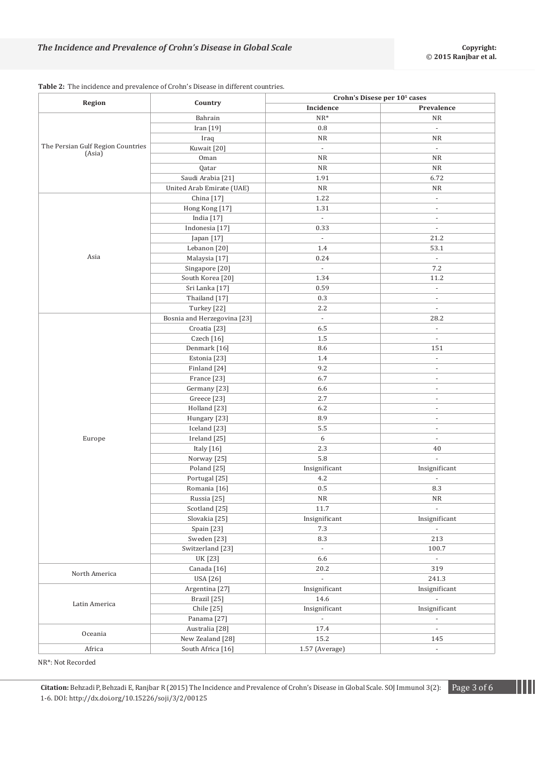**Table 2:** The incidence and prevalence of Crohn's Disease in different countries.

| Region | Country | Crohn's Disese per $10^5$ cases | |
|---|---|---|---|
| | | Incidence | Prevalence |
| The Persian Gulf Region Countries (Asia) | Bahrain | NR* | NR |
| | Iran [19] | 0.8 | - |
| | Iraq | NR | NR |
| | Kuwait [20] | - | - |
| | Oman | NR | NR |
| | Qatar | NR | NR |
| | Saudi Arabia [21] | 1.91 | 6.72 |
| | United Arab Emirate (UAE) | NR | NR |
| Asia | China [17] | 1.22 | - |
| | Hong Kong [17] | 1.31 | - |
| | India [17] | - | - |
| | Indonesia [17] | 0.33 | - |
| | Japan [17] | - | 21.2 |
| | Lebanon [20] | 1.4 | 53.1 |
| | Malaysia [17] | 0.24 | - |
| | Singapore [20] | - | 7.2 |
| | South Korea [20] | 1.34 | 11.2 |
| | Sri Lanka [17] | 0.59 | - |
| | Thailand [17] | 0.3 | - |
| | Turkey [22] | 2.2 | - |
| Europe | Bosnia and Herzegovina [23] | - | 28.2 |
| | Croatia [23] | 6.5 | - |
| | Czech [16] | 1.5 | - |
| | Denmark [16] | 8.6 | 151 |
| | Estonia [23] | 1.4 | - |
| | Finland [24] | 9.2 | - |
| | France [23] | 6.7 | - |
| | Germany [23] | 6.6 | - |
| | Greece [23] | 2.7 | - |
| | Holland [23] | 6.2 | - |
| | Hungary [23] | 8.9 | - |
| | Iceland [23] | 5.5 | - |
| | Ireland [25] | 6 | - |
| | Italy [16] | 2.3 | 40 |
| | Norway [25] | 5.8 | - |
| | Poland [25] | Insignificant | Insignificant |
| | Portugal [25] | 4.2 | - |
| | Romania [16] | 0.5 | 8.3 |
| | Russia [25] | NR | NR |
| | Scotland [25] | 11.7 | - |
| | Slovakia [25] | Insignificant | Insignificant |
| | Spain [23] | 7.3 | - |
| | Sweden [23] | 8.3 | 213 |
| | Switzerland [23] | - | 100.7 |
| | UK [23] | 6.6 | - |
| North America | Canada [16] | 20.2 | 319 |
| | USA [26] | - | 241.3 |
| Latin America | Argentina [27] | Insignificant | Insignificant |
| | Brazil [25] | 14.6 | - |
| | Chile [25] | Insignificant | Insignificant |
| | Panama [27] | - | - |
| Oceania | Australia [28] | 17.4 | - |
| | New Zealand [28] | 15.2 | 145 |
| Africa | South Africa [16] | 1.57 (Average) | - |

NR*: Not Recorded

**Citation:** Behzadi P, Behzadi E, Ranjbar R (2015) The Incidence and Prevalence of Crohn's Disease in Global Scale. SOJ Immunol 3(2): 1-6. DOI: http://dx.doi.org/10.15226/soji/3/2/00125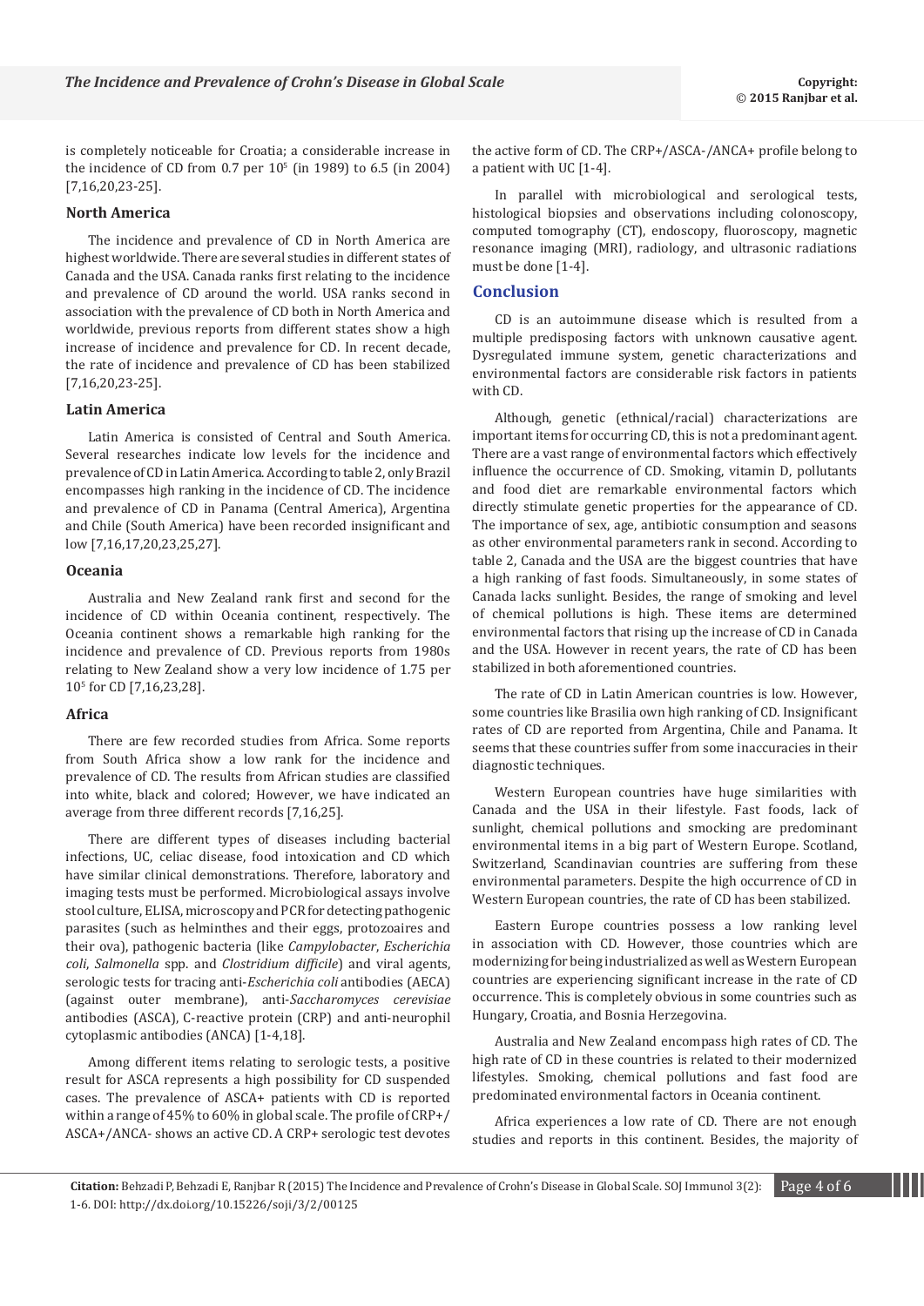is completely noticeable for Croatia; a considerable increase in the incidence of CD from 0.7 per $10^5$ (in 1989) to 6.5 (in 2004) [7,16,20,23-25].

### North America

The incidence and prevalence of CD in North America are highest worldwide. There are several studies in different states of Canada and the USA. Canada ranks first relating to the incidence and prevalence of CD around the world. USA ranks second in association with the prevalence of CD both in North America and worldwide, previous reports from different states show a high increase of incidence and prevalence for CD. In recent decade, the rate of incidence and prevalence of CD has been stabilized [7,16,20,23-25].

### Latin America

Latin America is consisted of Central and South America. Several researches indicate low levels for the incidence and prevalence of CD in Latin America. According to table 2, only Brazil encompasses high ranking in the incidence of CD. The incidence and prevalence of CD in Panama (Central America), Argentina and Chile (South America) have been recorded insignificant and low [7,16,17,20,23,25,27].

### Oceania

Australia and New Zealand rank first and second for the incidence of CD within Oceania continent, respectively. The Oceania continent shows a remarkable high ranking for the incidence and prevalence of CD. Previous reports from 1980s relating to New Zealand show a very low incidence of 1.75 per $10^5$ for CD [7,16,23,28].

### Africa

There are few recorded studies from Africa. Some reports from South Africa show a low rank for the incidence and prevalence of CD. The results from African studies are classified into white, black and colored; However, we have indicated an average from three different records [7,16,25].

There are different types of diseases including bacterial infections, UC, celiac disease, food intoxication and CD which have similar clinical demonstrations. Therefore, laboratory and imaging tests must be performed. Microbiological assays involve stool culture, ELISA, microscopy and PCR for detecting pathogenic parasites (such as helminthes and their eggs, protozoaires and their ova), pathogenic bacteria (like *Campylobacter*, *Escherichia coli*, *Salmonella* spp. and *Clostridium difficile*) and viral agents, serologic tests for tracing anti-*Escherichia coli* antibodies (AECA) (against outer membrane), anti-*Saccharomyces cerevisiae* antibodies (ASCA), C-reactive protein (CRP) and anti-neurophil cytoplasmic antibodies (ANCA) [1-4,18].

Among different items relating to serologic tests, a positive result for ASCA represents a high possibility for CD suspended cases. The prevalence of ASCA+ patients with CD is reported within a range of 45% to 60% in global scale. The profile of CRP+/ASCA+/ANCA- shows an active CD. A CRP+ serologic test devotes the active form of CD. The CRP+/ASCA-/ANCA+ profile belong to a patient with UC [1-4].

In parallel with microbiological and serological tests, histological biopsies and observations including colonoscopy, computed tomography (CT), endoscopy, fluoroscopy, magnetic resonance imaging (MRI), radiology, and ultrasonic radiations must be done [1-4].

## Conclusion

CD is an autoimmune disease which is resulted from a multiple predisposing factors with unknown causative agent. Dysregulated immune system, genetic characterizations and environmental factors are considerable risk factors in patients with CD.

Although, genetic (ethnical/racial) characterizations are important items for occurring CD, this is not a predominant agent. There are a vast range of environmental factors which effectively influence the occurrence of CD. Smoking, vitamin D, pollutants and food diet are remarkable environmental factors which directly stimulate genetic properties for the appearance of CD. The importance of sex, age, antibiotic consumption and seasons as other environmental parameters rank in second. According to table 2, Canada and the USA are the biggest countries that have a high ranking of fast foods. Simultaneously, in some states of Canada lacks sunlight. Besides, the range of smoking and level of chemical pollutions is high. These items are determined environmental factors that rising up the increase of CD in Canada and the USA. However in recent years, the rate of CD has been stabilized in both aforementioned countries.

The rate of CD in Latin American countries is low. However, some countries like Brasilia own high ranking of CD. Insignificant rates of CD are reported from Argentina, Chile and Panama. It seems that these countries suffer from some inaccuracies in their diagnostic techniques.

Western European countries have huge similarities with Canada and the USA in their lifestyle. Fast foods, lack of sunlight, chemical pollutions and smocking are predominant environmental items in a big part of Western Europe. Scotland, Switzerland, Scandinavian countries are suffering from these environmental parameters. Despite the high occurrence of CD in Western European countries, the rate of CD has been stabilized.

Eastern Europe countries possess a low ranking level in association with CD. However, those countries which are modernizing for being industrialized as well as Western European countries are experiencing significant increase in the rate of CD occurrence. This is completely obvious in some countries such as Hungary, Croatia, and Bosnia Herzegovina.

Australia and New Zealand encompass high rates of CD. The high rate of CD in these countries is related to their modernized lifestyles. Smoking, chemical pollutions and fast food are predominated environmental factors in Oceania continent.

Africa experiences a low rate of CD. There are not enough studies and reports in this continent. Besides, the majority of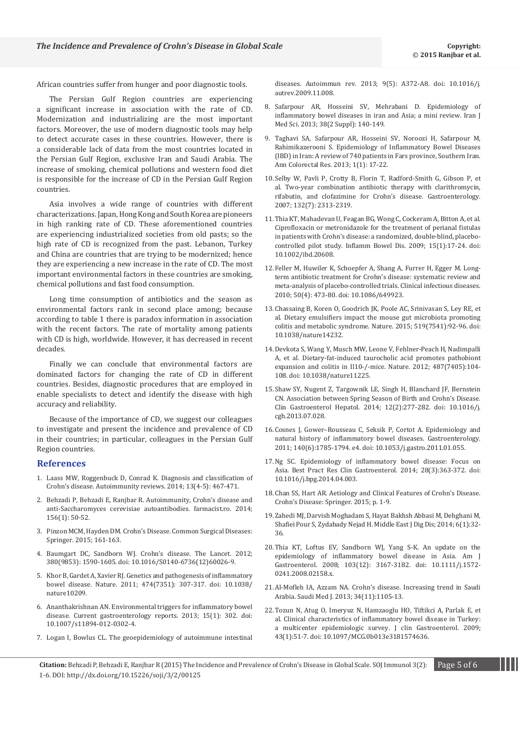African countries suffer from hunger and poor diagnostic tools.

The Persian Gulf Region countries are experiencing a significant increase in association with the rate of CD. Modernization and industrializing are the most important factors. Moreover, the use of modern diagnostic tools may help to detect accurate cases in these countries. However, there is a considerable lack of data from the most countries located in the Persian Gulf Region, exclusive Iran and Saudi Arabia. The increase of smoking, chemical pollutions and western food diet is responsible for the increase of CD in the Persian Gulf Region countries.

Asia involves a wide range of countries with different characterizations. Japan, Hong Kong and South Korea are pioneers in high ranking rate of CD. These aforementioned countries are experiencing industrialized societies from old pasts; so the high rate of CD is recognized from the past. Lebanon, Turkey and China are countries that are trying to be modernized; hence they are experiencing a new increase in the rate of CD. The most important environmental factors in these countries are smoking, chemical pollutions and fast food consumption.

Long time consumption of antibiotics and the season as environmental factors rank in second place among; because according to table 1 there is paradox information in association with the recent factors. The rate of mortality among patients with CD is high, worldwide. However, it has decreased in recent decades.

Finally we can conclude that environmental factors are dominated factors for changing the rate of CD in different countries. Besides, diagnostic procedures that are employed in enable specialists to detect and identify the disease with high accuracy and reliability.

Because of the importance of CD, we suggest our colleagues to investigate and present the incidence and prevalence of CD in their countries; in particular, colleagues in the Persian Gulf Region countries.

## References

1. Laass MW, Roggenbuck D, Conrad K. Diagnosis and classification of Crohn's disease. Autoimmunity reviews. 2014; 13(4-5): 467-471.
2. Behzadi P, Behzadi E, Ranjbar R. Autoimmunity, Crohn's disease and anti-Saccharomyces cerevisiae autoantibodies. farmacist.ro. 2014; 156(1): 50-52.
3. Pinzon MCM, Hayden DM. Crohn's Disease. Common Surgical Diseases: Springer. 2015; 161-163.
4. Baumgart DC, Sandborn WJ. Crohn's disease. The Lancet. 2012; 380(9853): 1590-1605. doi: 10.1016/S0140-6736(12)60026-9.
5. Khor B, Gardet A, Xavier RJ. Genetics and pathogenesis of inflammatory bowel disease. Nature. 2011; 474(7351): 307-317. doi: 10.1038/nature10209.
6. Ananthakrishnan AN. Environmental triggers for inflammatory bowel disease. Current gastroenterology reports. 2013; 15(1): 302. doi: 10.1007/s11894-012-0302-4.
7. Logan I, Bowlus CL. The geoepidemiology of autoimmune intestinal diseases. Autoimmun rev. 2013; 9(5): A372-A8. doi: 10.1016/j.autrev.2009.11.008.
8. Safarpour AR, Hosseini SV, Mehrabani D. Epidemiology of inflammatory bowel diseases in iran and Asia; a mini review. Iran J Med Sci. 2013; 38(2 Suppl): 140-149.
9. Taghavi SA, Safarpour AR, Hosseini SV, Noroozi H, Safarpour M, Rahimikazerooni S. Epidemiology of Inflammatory Bowel Diseases (IBD) in Iran: A review of 740 patients in Fars province, Southern Iran. Ann Colorectal Res. 2013; 1(1): 17-22.
10. Selby W, Pavli P, Crotty B, Florin T, Radford-Smith G, Gibson P, et al. Two-year combination antibiotic therapy with clarithromycin, rifabutin, and clofazimine for Crohn's disease. Gastroenterology. 2007; 132(7): 2313-2319.
11. Thia KT, Mahadevan U, Feagan BG, Wong C, Cockeram A, Bitton A, et al. Ciprofloxacin or metronidazole for the treatment of perianal fistulas in patients with Crohn's disease: a randomized, double-blind, placebo-controlled pilot study. Inflamm Bowel Dis. 2009; 15(1):17-24. doi: 10.1002/ibd.20608.
12. Feller M, Huwiler K, Schoepfer A, Shang A, Furrer H, Egger M. Long-term antibiotic treatment for Crohn's disease: systematic review and meta-analysis of placebo-controlled trials. Clinical infectious diseases. 2010; 50(4): 473-80. doi: 10.1086/649923.
13. Chassaing B, Koren O, Goodrich JK, Poole AC, Srinivasan S, Ley RE, et al. Dietary emulsifiers impact the mouse gut microbiota promoting colitis and metabolic syndrome. Nature. 2015; 519(7541):92-96. doi: 10.1038/nature14232.
14. Devkota S, Wang Y, Musch MW, Leone V, Fehlner-Peach H, Nadimpalli A, et al. Dietary-fat-induced taurocholic acid promotes pathobiont expansion and colitis in Il10-/-mice. Nature. 2012; 487(7405):104-108. doi: 10.1038/nature11225.
15. Shaw SY, Nugent Z, Targownik LE, Singh H, Blanchard JF, Bernstein CN. Association between Spring Season of Birth and Crohn's Disease. Clin Gastroenterol Hepatol. 2014; 12(2):277-282. doi: 10.1016/j.cgh.2013.07.028.
16. Cosnes J, Gower–Rousseau C, Seksik P, Cortot A. Epidemiology and natural history of inflammatory bowel diseases. Gastroenterology. 2011; 140(6):1785-1794. e4. doi: 10.1053/j.gastro.2011.01.055.
17. Ng SC. Epidemiology of inflammatory bowel disease: Focus on Asia. Best Pract Res Clin Gastroenterol. 2014; 28(3):363-372. doi: 10.1016/j.bpg.2014.04.003.
18. Chan SS, Hart AR. Aetiology and Clinical Features of Crohn's Disease. Crohn's Disease: Springer. 2015; p. 1-9.
19. Zahedi MJ, Darvish Moghadam S, Hayat Bakhsh Abbasi M, Dehghani M, Shafiei Pour S, Zydabady Nejad H. Middle East J Dig Dis; 2014; 6(1):32-36.
20. Thia KT, Loftus EV, Sandborn WJ, Yang S-K. An update on the epidemiology of inflammatory bowel disease in Asia. Am J Gastroenterol. 2008; 103(12): 3167-3182. doi: 10.1111/j.1572-0241.2008.02158.x.
21. Al-Mofleh IA, Azzam NA. Crohn's disease. Increasing trend in Saudi Arabia. Saudi Med J. 2013; 34(11):1105-13.
22. Tozun N, Atug O, Imeryuz N, Hamzaoglu HO, Tiftikci A, Parlak E, et al. Clinical characteristics of inflammatory bowel disease in Turkey: a multicenter epidemiologic survey. J clin Gastroenterol. 2009; 43(1):51-7. doi: 10.1097/MCG.0b013e3181574636.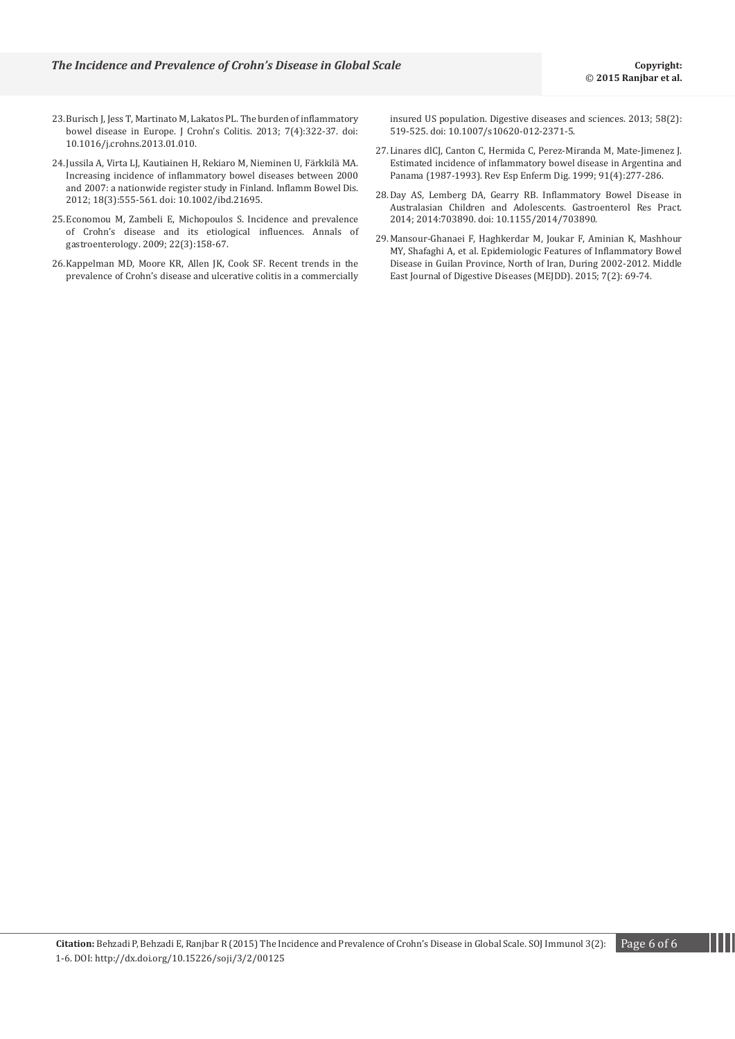23. Burisch J, Jess T, Martinato M, Lakatos PL. The burden of inflammatory bowel disease in Europe. J Crohn's Colitis. 2013; 7(4):322-37. doi: 10.1016/j.crohns.2013.01.010.

24. Jussila A, Virta LJ, Kautiainen H, Rekiaro M, Nieminen U, Färkkilä MA. Increasing incidence of inflammatory bowel diseases between 2000 and 2007: a nationwide register study in Finland. Inflamm Bowel Dis. 2012; 18(3):555-561. doi: 10.1002/ibd.21695.

25. Economou M, Zambeli E, Michopoulos S. Incidence and prevalence of Crohn's disease and its etiological influences. Annals of gastroenterology. 2009; 22(3):158-67.

26. Kappelman MD, Moore KR, Allen JK, Cook SF. Recent trends in the prevalence of Crohn's disease and ulcerative colitis in a commercially insured US population. Digestive diseases and sciences. 2013; 58(2): 519-525. doi: 10.1007/s10620-012-2371-5.

27. Linares dlCJ, Canton C, Hermida C, Perez-Miranda M, Mate-Jimenez J. Estimated incidence of inflammatory bowel disease in Argentina and Panama (1987-1993). Rev Esp Enferm Dig. 1999; 91(4):277-286.

28. Day AS, Lemberg DA, Gearry RB. Inflammatory Bowel Disease in Australasian Children and Adolescents. Gastroenterol Res Pract. 2014; 2014:703890. doi: 10.1155/2014/703890.

29. Mansour-Ghanaei F, Haghkerdar M, Joukar F, Aminian K, Mashhour MY, Shafaghi A, et al. Epidemiologic Features of Inflammatory Bowel Disease in Guilan Province, North of Iran, During 2002-2012. Middle East Journal of Digestive Diseases (MEJDD). 2015; 7(2): 69-74.